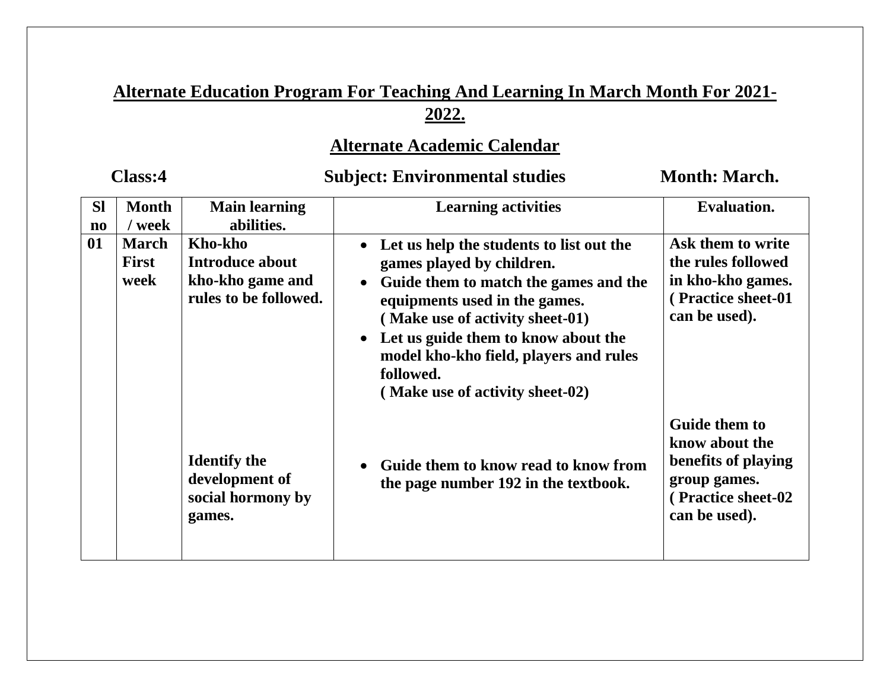# Alternate Education Program For Teaching And Learning In March Month For 2021-2022.

## Alternate Academic Calendar

**Class:4** **Subject: Environmental studies** **Month: March.**

| Sl no | Month / week | Main learning abilities. | Learning activities | Evaluation. |
|---|---|---|---|---|
| 01 | March First week | Kho-kho Introduce about kho-kho game and rules to be followed. | • Let us help the students to list out the games played by children. • Guide them to match the games and the equipments used in the games. ( Make use of activity sheet-01) • Let us guide them to know about the model kho-kho field, players and rules followed. ( Make use of activity sheet-02) | Ask them to write the rules followed in kho-kho games. ( Practice sheet-01 can be used). |
| | | Identify the development of social hormony by games. | • Guide them to know read to know from the page number 192 in the textbook. | Guide them to know about the benefits of playing group games. ( Practice sheet-02 can be used). |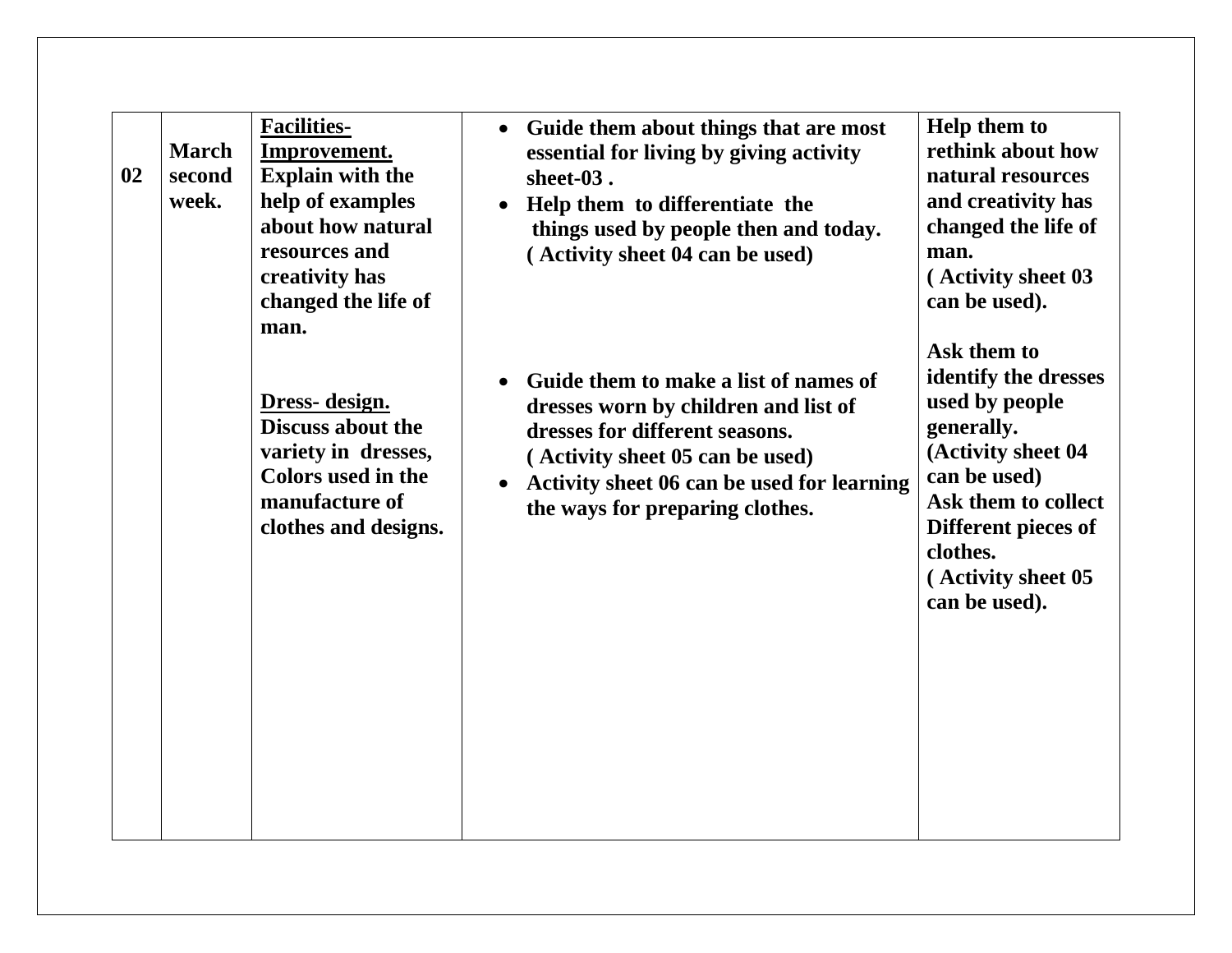| | | | | |
|---|---|---|---|---|
| 02 | March second week. | <u>**Facilities- Improvement.**</u> **Explain with the help of examples about how natural resources and creativity has changed the life of man.**<br><br><u>**Dress- design.**</u> **Discuss about the variety in dresses, Colors used in the manufacture of clothes and designs.** | • **Guide them about things that are most essential for living by giving activity sheet-03 .**<br>• **Help them to differentiate the things used by people then and today. ( Activity sheet 04 can be used)**<br><br>• **Guide them to make a list of names of dresses worn by children and list of dresses for different seasons. ( Activity sheet 05 can be used)**<br>• **Activity sheet 06 can be used for learning the ways for preparing clothes.** | **Help them to rethink about how natural resources and creativity has changed the life of man. ( Activity sheet 03 can be used).**<br><br>**Ask them to identify the dresses used by people generally. (Activity sheet 04 can be used)**<br>**Ask them to collect Different pieces of clothes. ( Activity sheet 05 can be used).** |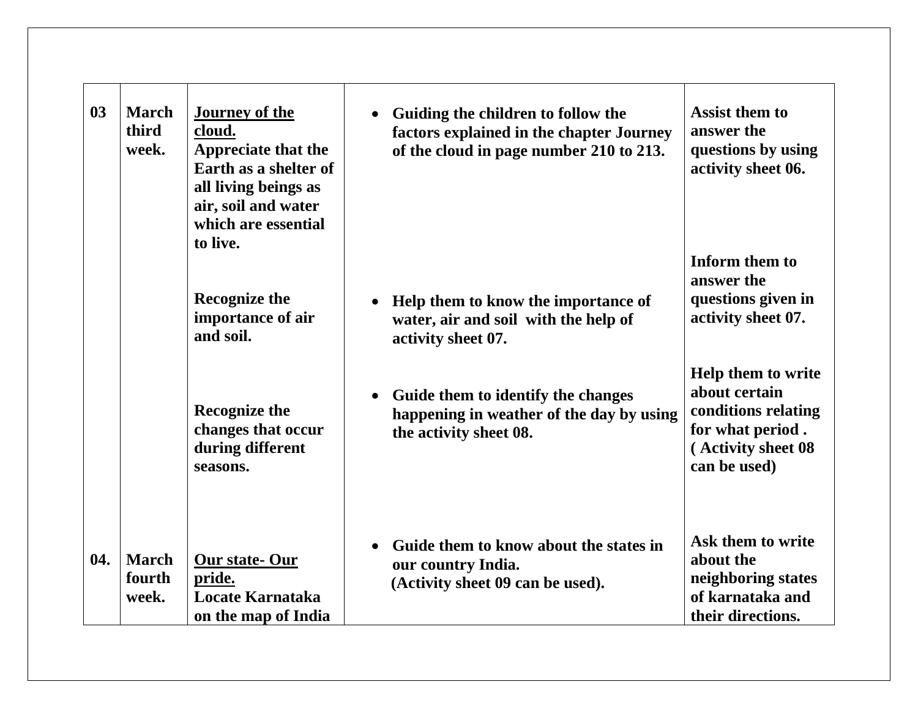| | | | | |
|---|---|---|---|---|
| **03** | **March third week.** | **<u>Journey of the cloud.</u>** **Appreciate that the Earth as a shelter of all living beings as air, soil and water which are essential to live.** | • **Guiding the children to follow the factors explained in the chapter Journey of the cloud in page number 210 to 213.** | **Assist them to answer the questions by using activity sheet 06.** |
| | | **Recognize the importance of air and soil.** | • **Help them to know the importance of water, air and soil with the help of activity sheet 07.** | **Inform them to answer the questions given in activity sheet 07.** |
| | | **Recognize the changes that occur during different seasons.** | • **Guide them to identify the changes happening in weather of the day by using the activity sheet 08.** | **Help them to write about certain conditions relating for what period . ( Activity sheet 08 can be used)** |
| **04.** | **March fourth week.** | **<u>Our state- Our pride.</u>** **Locate Karnataka on the map of India** | • **Guide them to know about the states in our country India. (Activity sheet 09 can be used).** | **Ask them to write about the neighboring states of karnataka and their directions.** |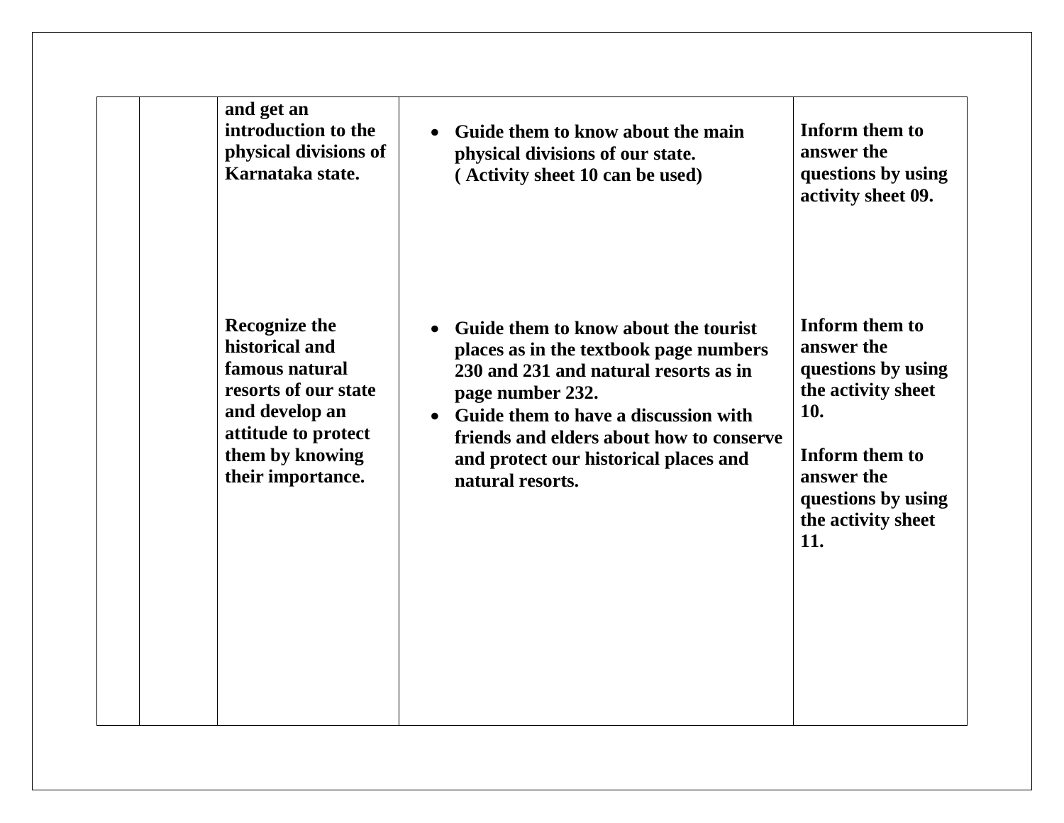|  |  |  |  |  |
|---|---|---|---|---|
|  |  | **and get an introduction to the physical divisions of Karnataka state.** | • **Guide them to know about the main physical divisions of our state. ( Activity sheet 10 can be used)** | **Inform them to answer the questions by using activity sheet 09.** |
|  |  | **Recognize the historical and famous natural resorts of our state and develop an attitude to protect them by knowing their importance.** | • **Guide them to know about the tourist places as in the textbook page numbers 230 and 231 and natural resorts as in page number 232.** <br> • **Guide them to have a discussion with friends and elders about how to conserve and protect our historical places and natural resorts.** | **Inform them to answer the questions by using the activity sheet 10.** <br><br> **Inform them to answer the questions by using the activity sheet 11.** |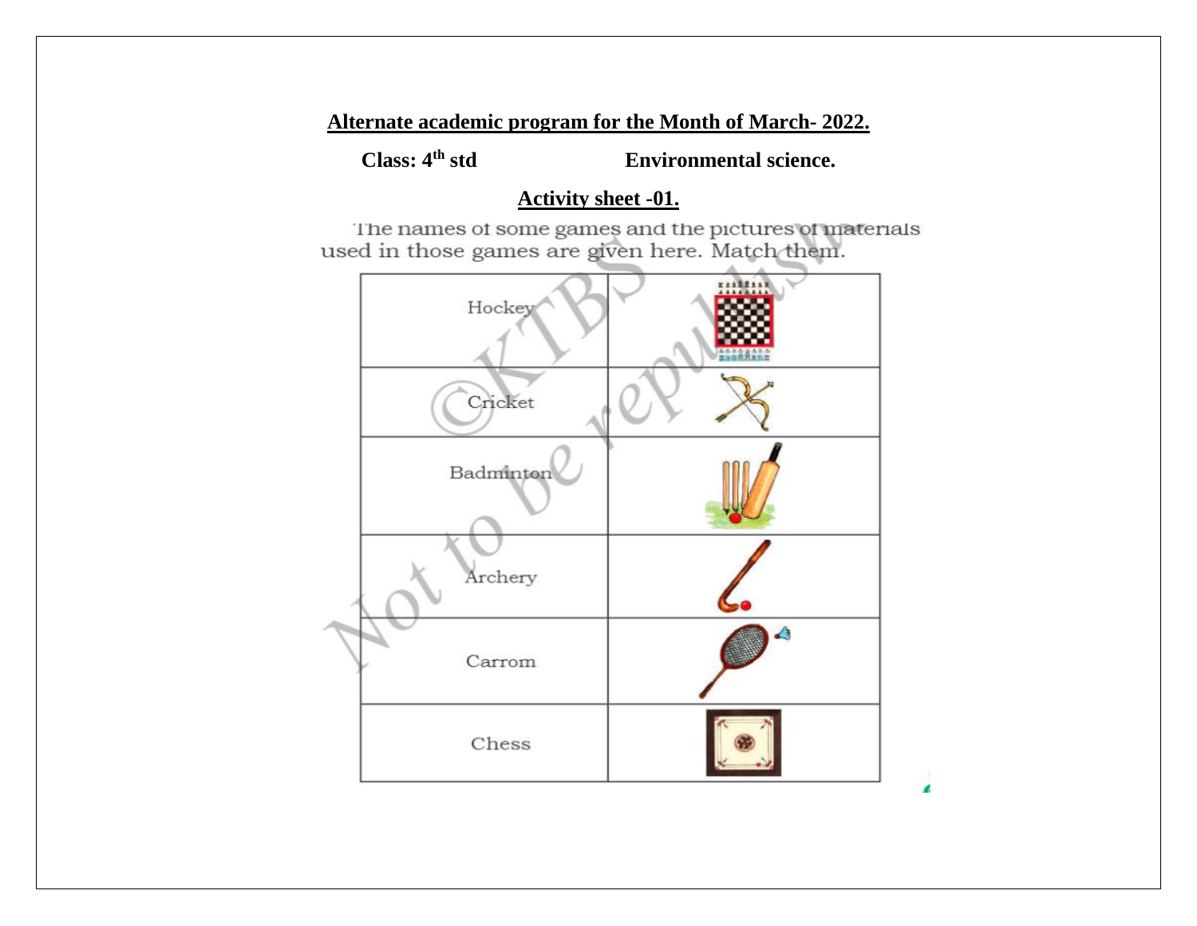**Alternate academic program for the Month of March- 2022.**

**Class: 4th std** **Environmental science.**

**Activity sheet -01.**

The names of some games and the pictures of materials used in those games are given here. Match them.

| | |
|---|---|
| Hockey | |
| Cricket | |
| Badminton | |
| Archery | |
| Carrom | |
| Chess | |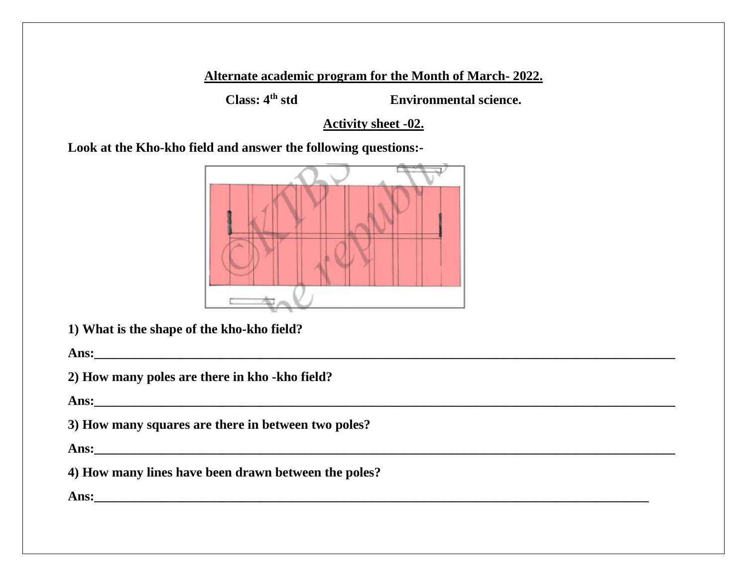**<u>Alternate academic program for the Month of March- 2022.</u>**

**Class: 4th std Environmental science.**

**<u>Activity sheet -02.</u>**

**Look at the Kho-kho field and answer the following questions:-**

**1) What is the shape of the kho-kho field?**

**Ans:**_______________________________________________________________________________

**2) How many poles are there in kho -kho field?**

**Ans:**_______________________________________________________________________________

**3) How many squares are there in between two poles?**

**Ans:**_______________________________________________________________________________

**4) How many lines have been drawn between the poles?**

**Ans:**_______________________________________________________________________________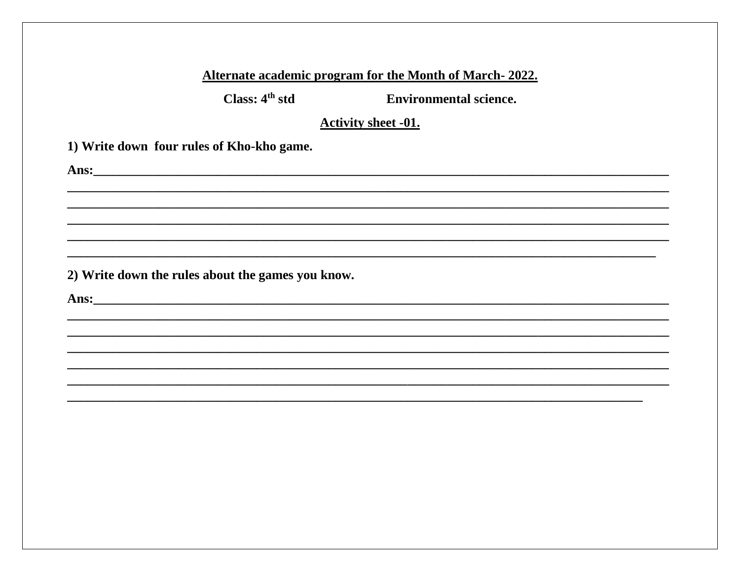**<u>Alternate academic program for the Month of March- 2022.</u>**

**Class: 4th std Environmental science.**

**<u>Activity sheet -01.</u>**

**1) Write down four rules of Kho-kho game.**

**Ans:**______________________________________________________________________________
______________________________________________________________________________
______________________________________________________________________________
______________________________________________________________________________
______________________________________________________________________________
____________________________________________________________________________

**2) Write down the rules about the games you know.**

**Ans:**______________________________________________________________________________
______________________________________________________________________________
______________________________________________________________________________
______________________________________________________________________________
______________________________________________________________________________
______________________________________________________________________________
___________________________________________________________________________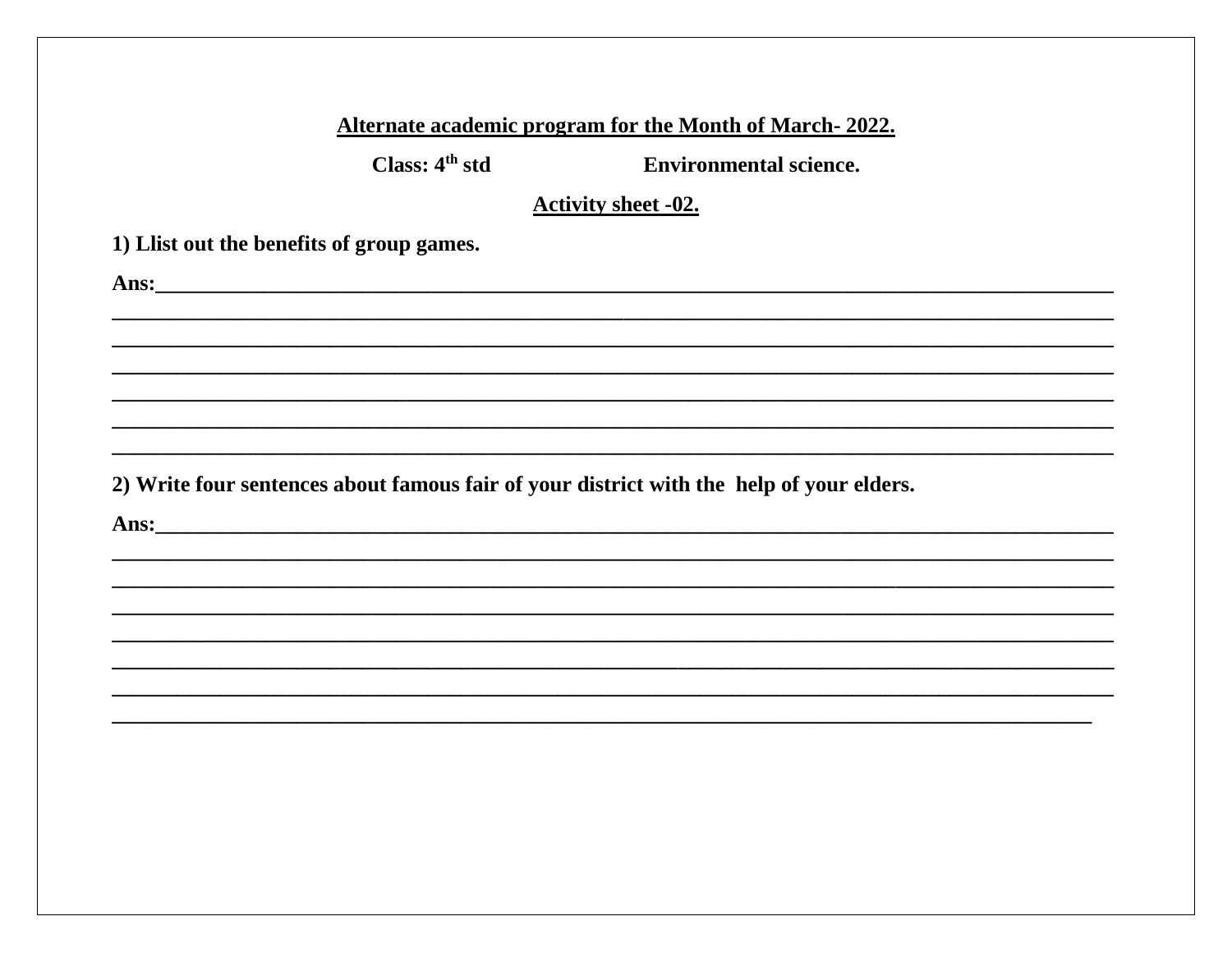**Alternate academic program for the Month of March- 2022.**

**Class: 4th std Environmental science.**

**Activity sheet -02.**

**1) Llist out the benefits of group games.**

**Ans:**______________________________________________________________________________
______________________________________________________________________________
______________________________________________________________________________
______________________________________________________________________________
______________________________________________________________________________
______________________________________________________________________________
______________________________________________________________________________

**2) Write four sentences about famous fair of your district with the help of your elders.**

**Ans:**______________________________________________________________________________
______________________________________________________________________________
______________________________________________________________________________
______________________________________________________________________________
______________________________________________________________________________
______________________________________________________________________________
______________________________________________________________________________
______________________________________________________________________________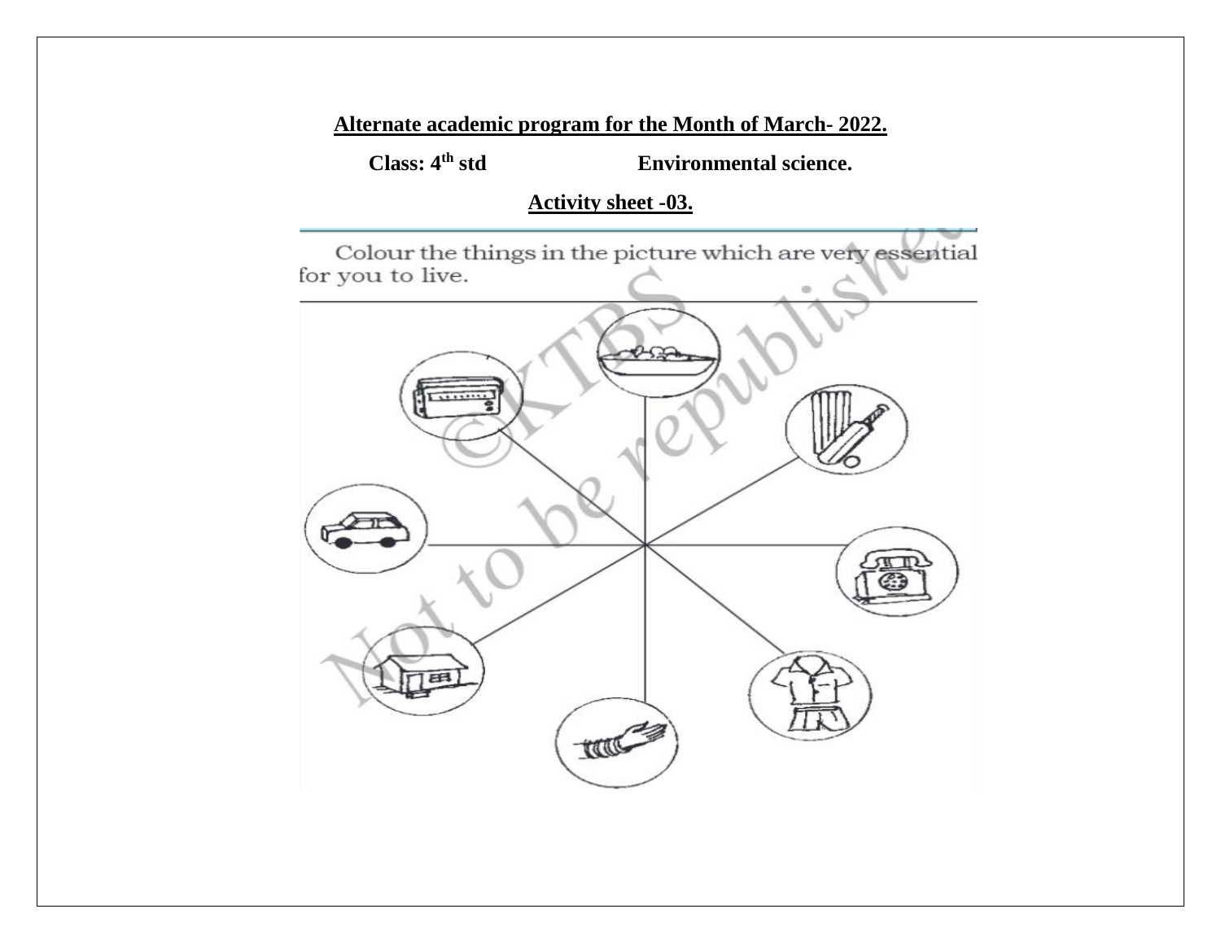**Alternate academic program for the Month of March- 2022.**

**Class: 4th std** **Environmental science.**

**Activity sheet -03.**

Colour the things in the picture which are very essential for you to live.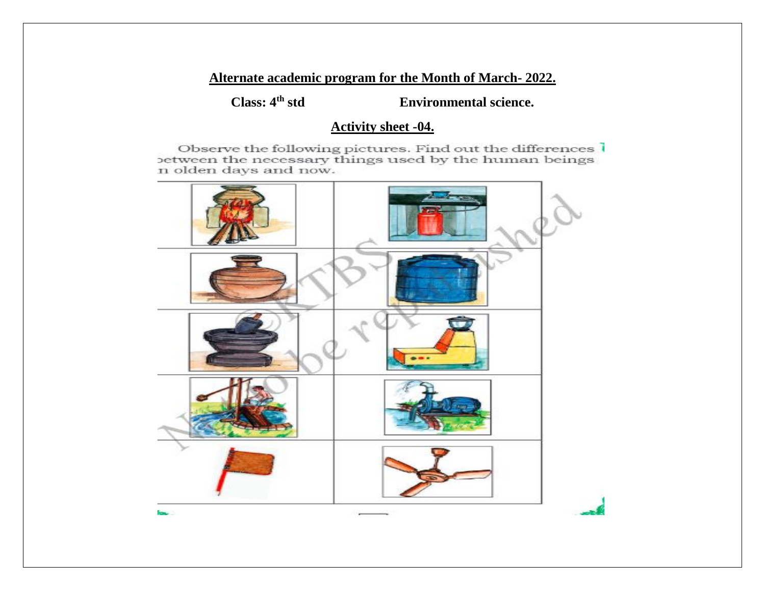**Alternate academic program for the Month of March- 2022.**

**Class: 4th std** **Environmental science.**

**Activity sheet -04.**

Observe the following pictures. Find out the differences between the necessary things used by the human beings in olden days and now.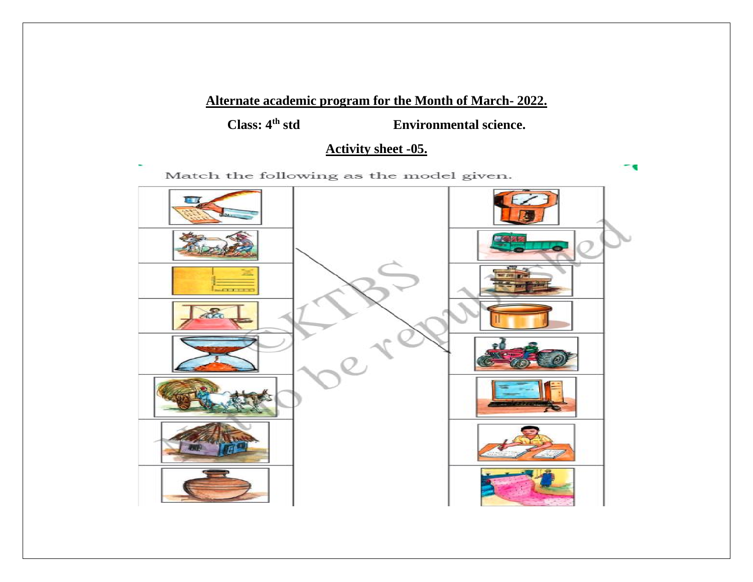**Alternate academic program for the Month of March- 2022.**

**Class: 4th std** **Environmental science.**

**Activity sheet -05.**

Match the following as the model given.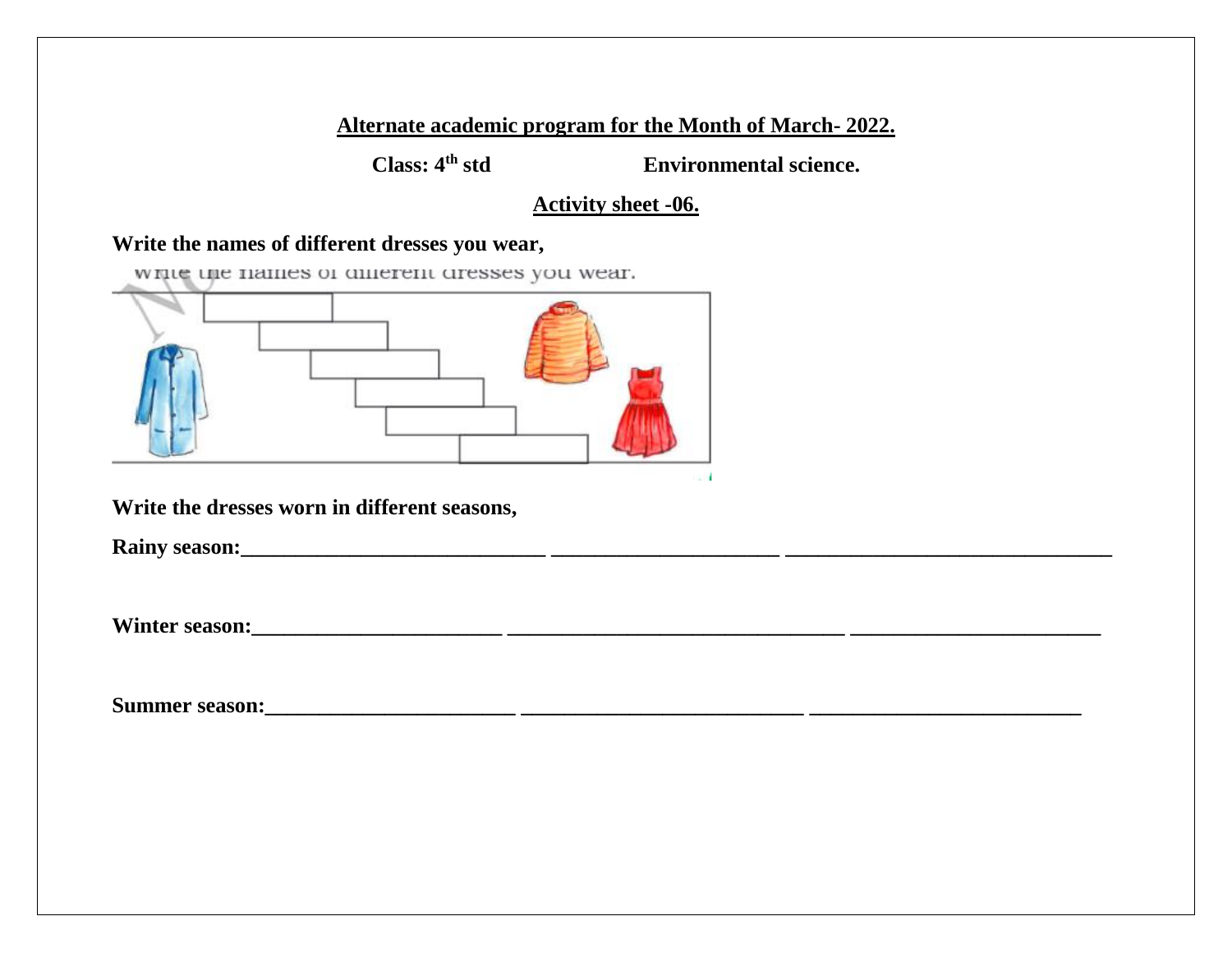**Alternate academic program for the Month of March- 2022.**

**Class: 4th std** **Environmental science.**

**Activity sheet -06.**

**Write the names of different dresses you wear,**

Write the names of different dresses you wear.

**Write the dresses worn in different seasons,**

**Rainy season:**_____________________________ _____________________ _______________________________

**Winter season:**________________________ ________________________________ ________________________

**Summer season:**________________________ ___________________________ __________________________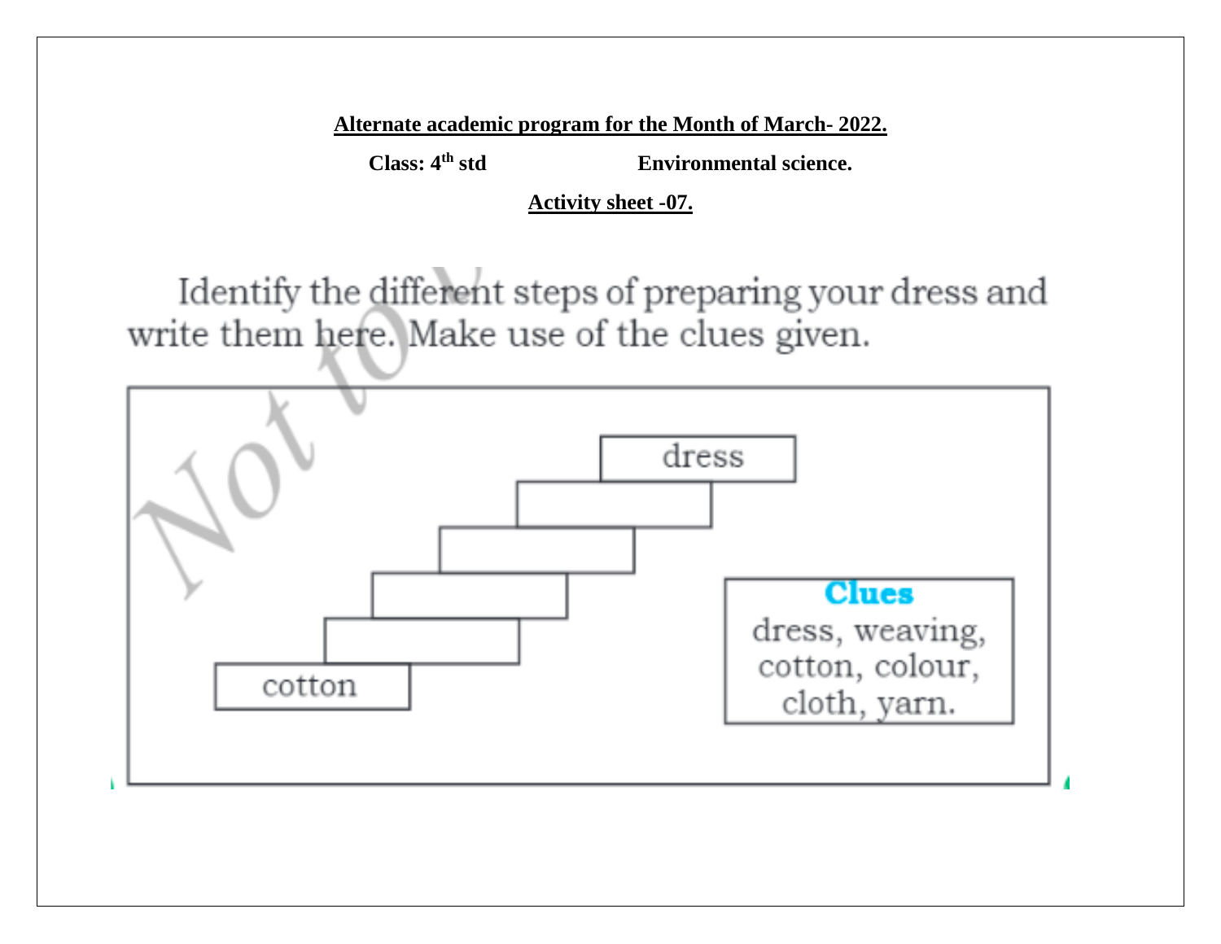**Alternate academic program for the Month of March- 2022.**

**Class: 4th std** **Environmental science.**

**Activity sheet -07.**

Identify the different steps of preparing your dress and write them here. Make use of the clues given.

dress

cotton

**Clues**

dress, weaving, cotton, colour, cloth, yarn.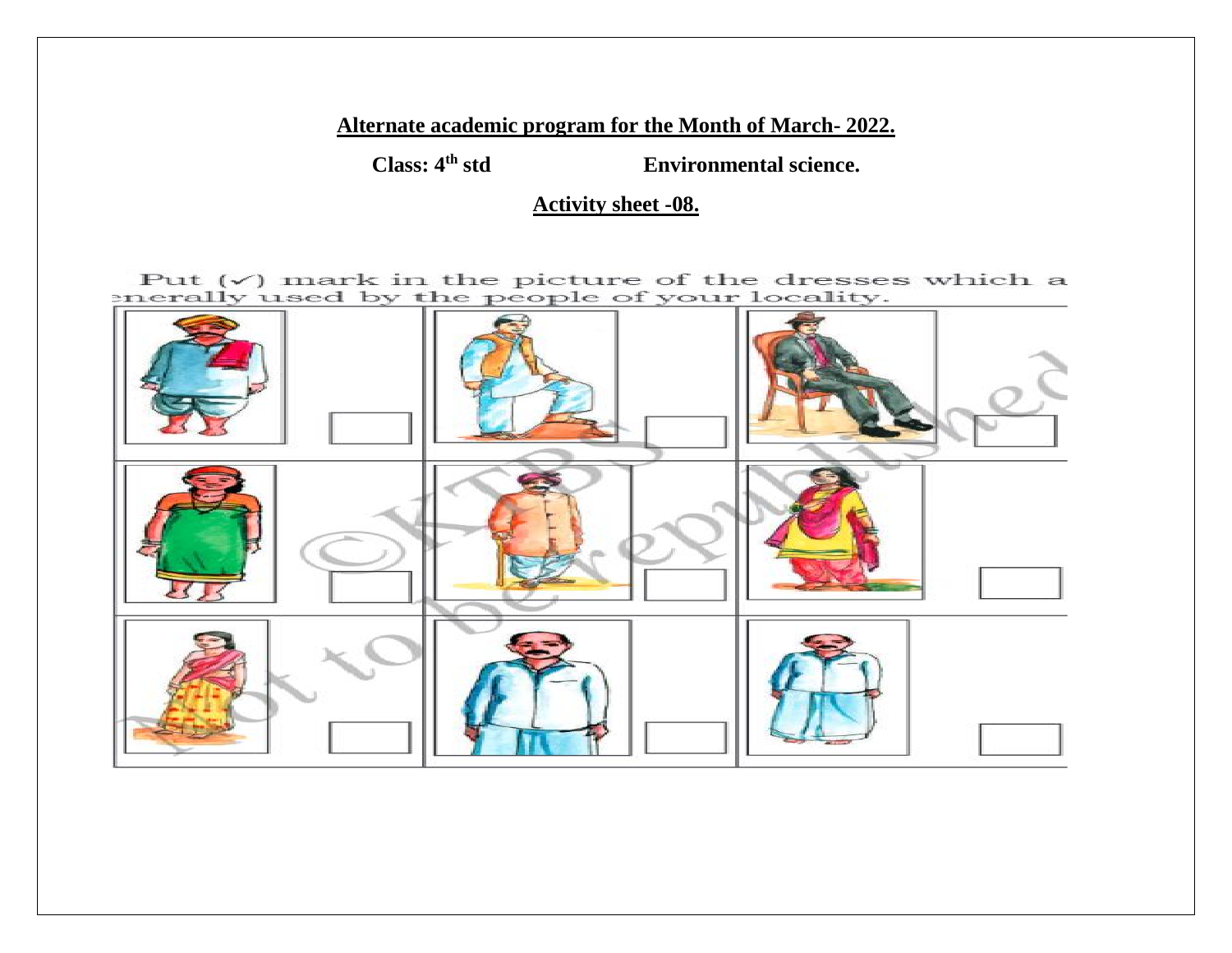**Alternate academic program for the Month of March- 2022.**

**Class: 4th std** **Environmental science.**

**Activity sheet -08.**

Put (✓) mark in the picture of the dresses which are generally used by the people of your locality.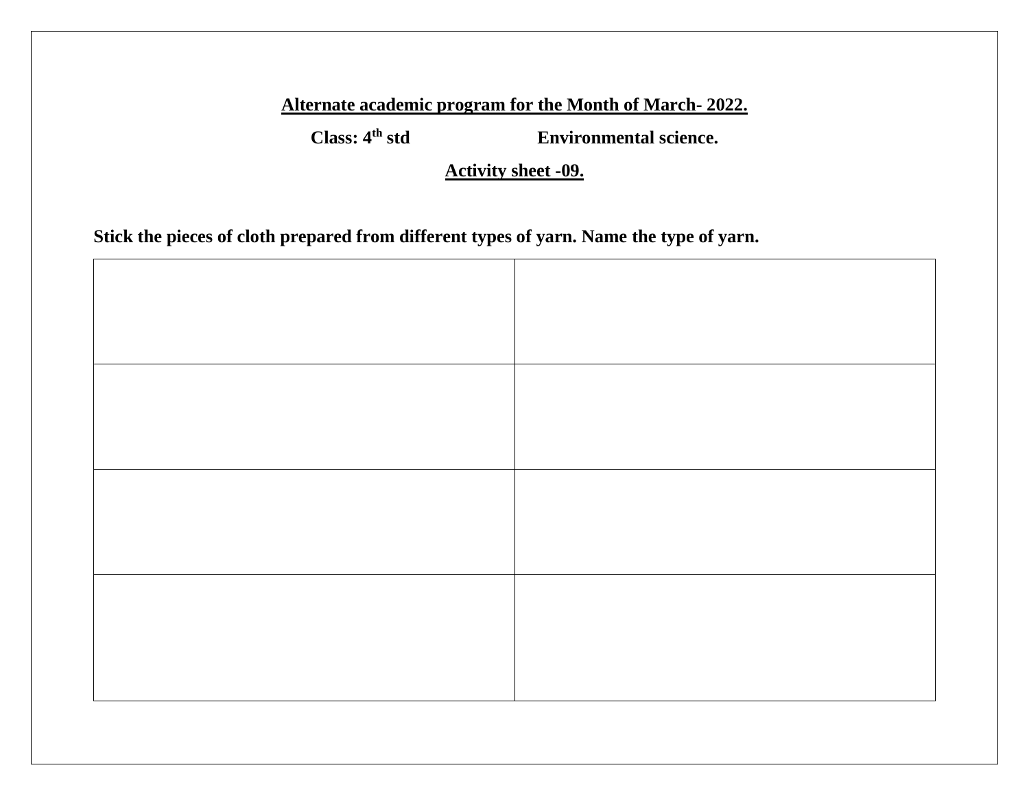**<u>Alternate academic program for the Month of March- 2022.</u>**

**Class: 4th std Environmental science.**

**<u>Activity sheet -09.</u>**

**Stick the pieces of cloth prepared from different types of yarn. Name the type of yarn.**

| | |
|---|---|
| | |
| | |
| | |
| | |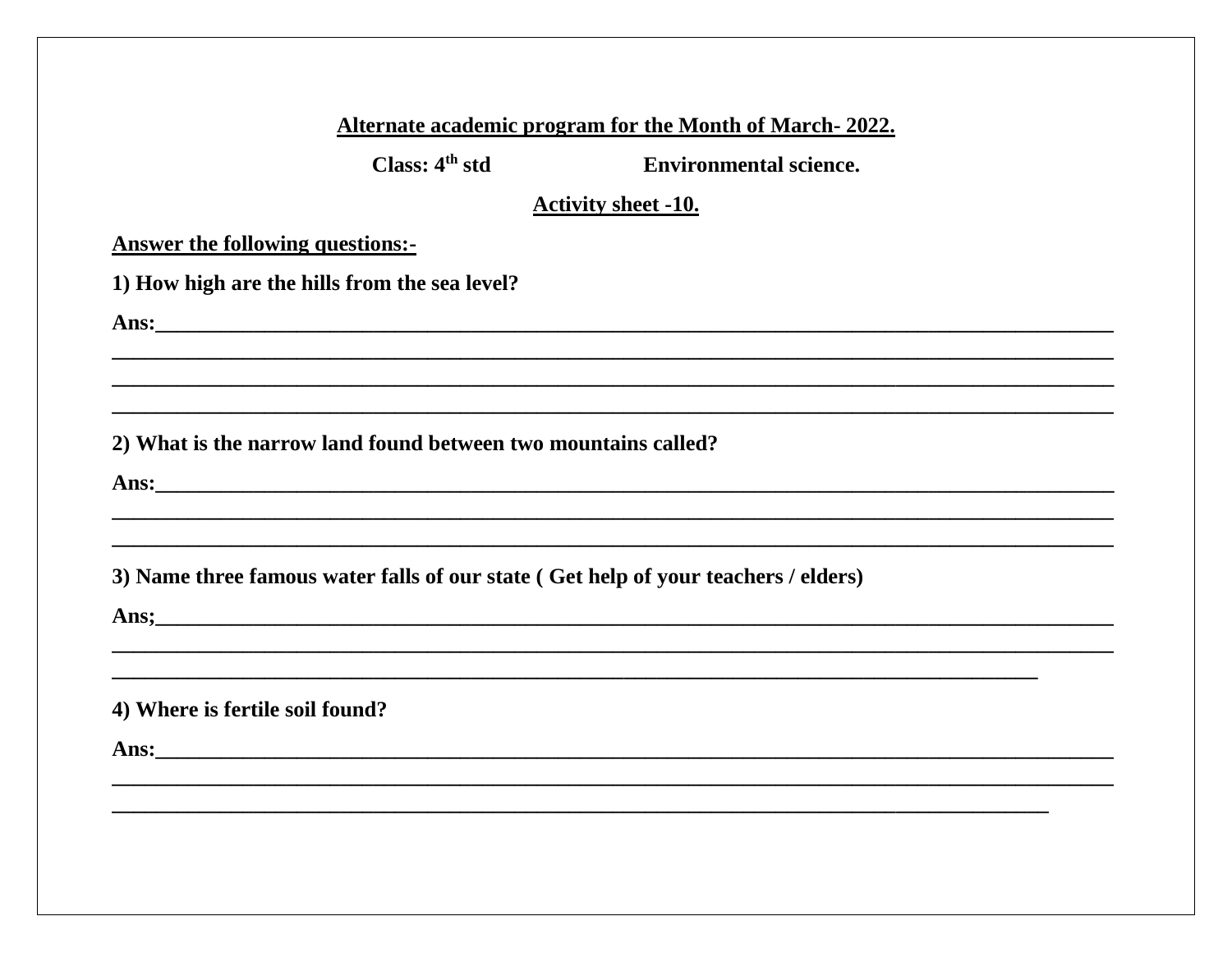**Alternate academic program for the Month of March- 2022.**

**Class: 4$^{th}$ std Environmental science.**

**Activity sheet -10.**

**Answer the following questions:-**

**1) How high are the hills from the sea level?**

**Ans:**______________________________________________________________________________________
______________________________________________________________________________________
______________________________________________________________________________________
______________________________________________________________________________________

**2) What is the narrow land found between two mountains called?**

**Ans:**______________________________________________________________________________________
______________________________________________________________________________________
______________________________________________________________________________________

**3) Name three famous water falls of our state ( Get help of your teachers / elders)**

**Ans;**______________________________________________________________________________________
______________________________________________________________________________________
______________________________________________________________________________

**4) Where is fertile soil found?**

**Ans:**______________________________________________________________________________________
______________________________________________________________________________________
______________________________________________________________________________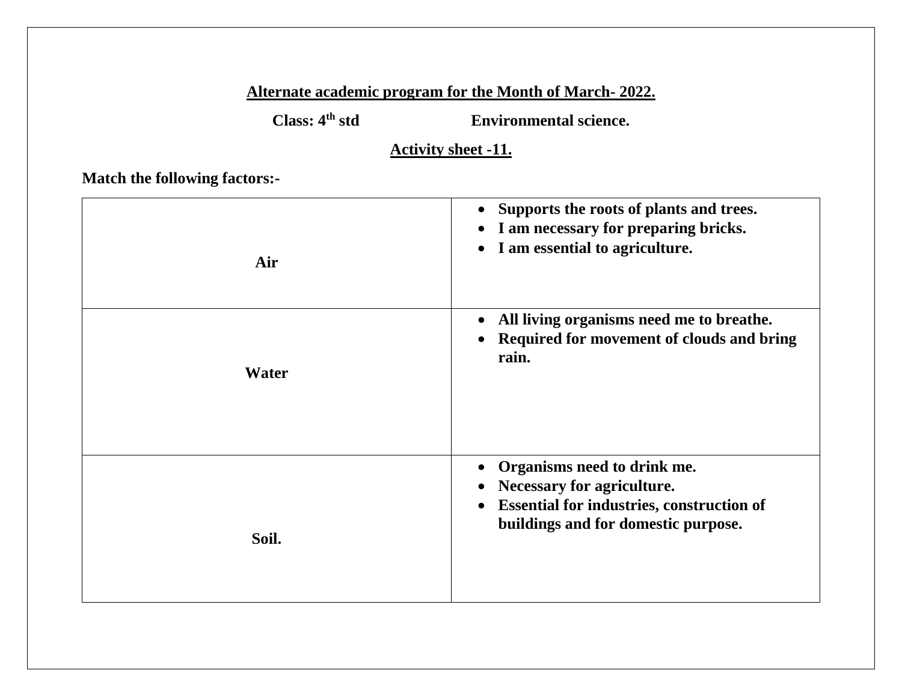**Alternate academic program for the Month of March- 2022.**

**Class: 4th std** **Environmental science.**

**Activity sheet -11.**

**Match the following factors:-**

| | |
|---|---|
| **Air** | • **Supports the roots of plants and trees.**<br>• **I am necessary for preparing bricks.**<br>• **I am essential to agriculture.** |
| **Water** | • **All living organisms need me to breathe.**<br>• **Required for movement of clouds and bring rain.** |
| **Soil.** | • **Organisms need to drink me.**<br>• **Necessary for agriculture.**<br>• **Essential for industries, construction of buildings and for domestic purpose.** |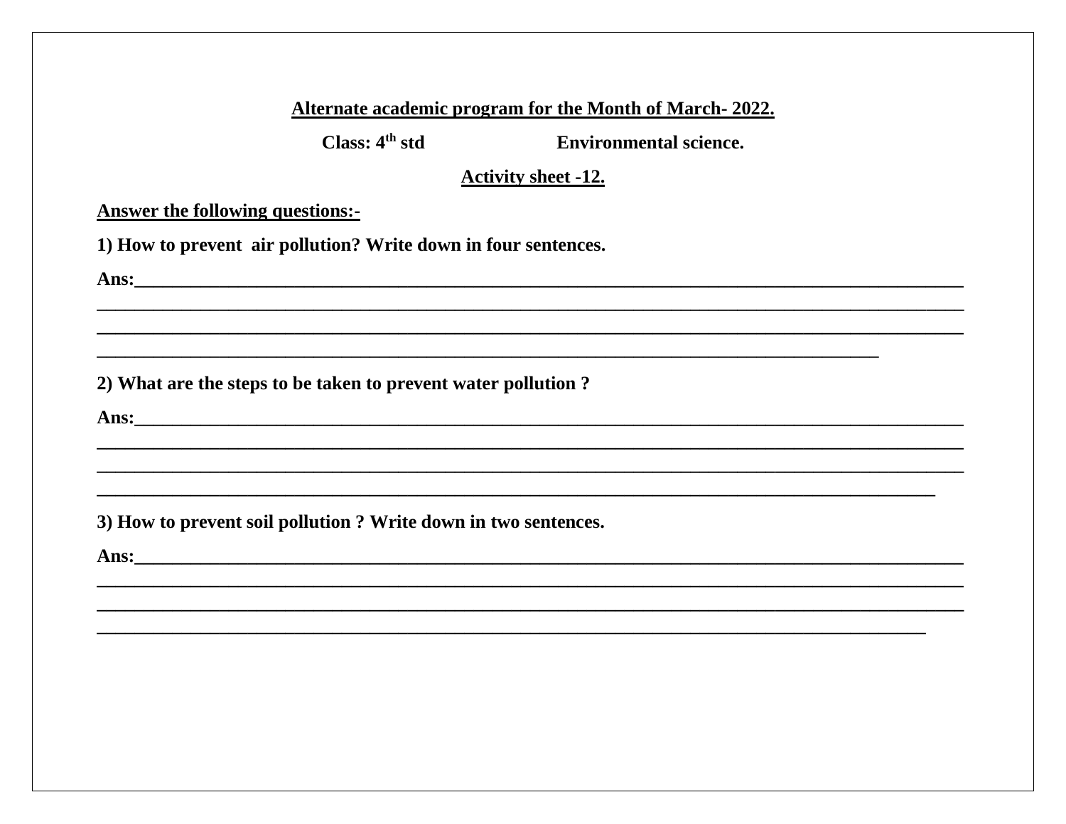**Alternate academic program for the Month of March- 2022.**

**Class: $4^{th}$ std** **Environmental science.**

**Activity sheet -12.**

**Answer the following questions:-**

**1) How to prevent air pollution? Write down in four sentences.**

**Ans:**________________________________________________________________________________
________________________________________________________________________________
________________________________________________________________________________
________________________________________________________________________

**2) What are the steps to be taken to prevent water pollution ?**

**Ans:**________________________________________________________________________________
________________________________________________________________________________
________________________________________________________________________________
_____________________________________________________________________________

**3) How to prevent soil pollution ? Write down in two sentences.**

**Ans:**________________________________________________________________________________
________________________________________________________________________________
________________________________________________________________________________
____________________________________________________________________________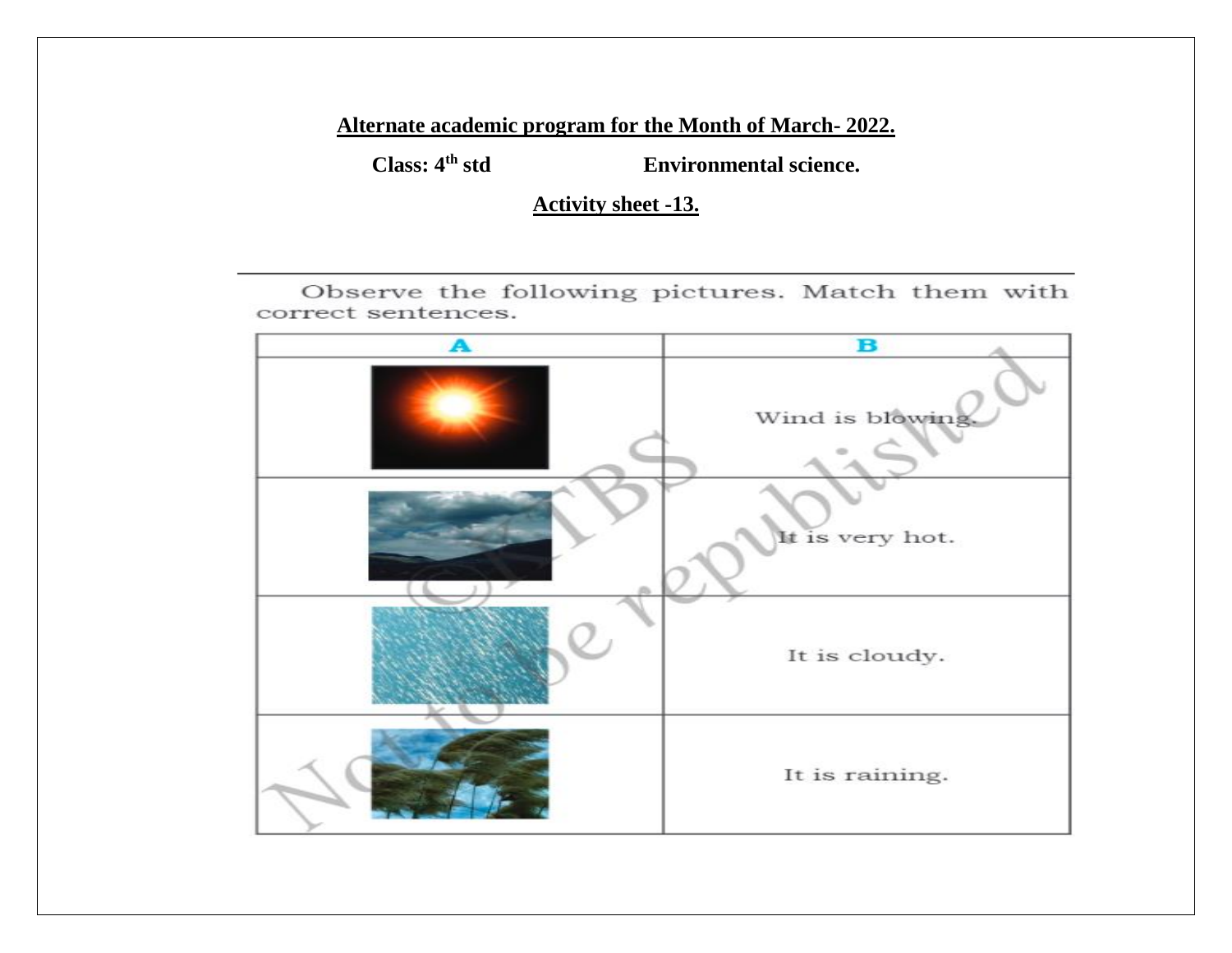**Alternate academic program for the Month of March- 2022.**

**Class: 4th std** **Environmental science.**

**Activity sheet -13.**

Observe the following pictures. Match them with correct sentences.

| A | B |
|---|---|
| | Wind is blowing. |
| | It is very hot. |
| | It is cloudy. |
| | It is raining. |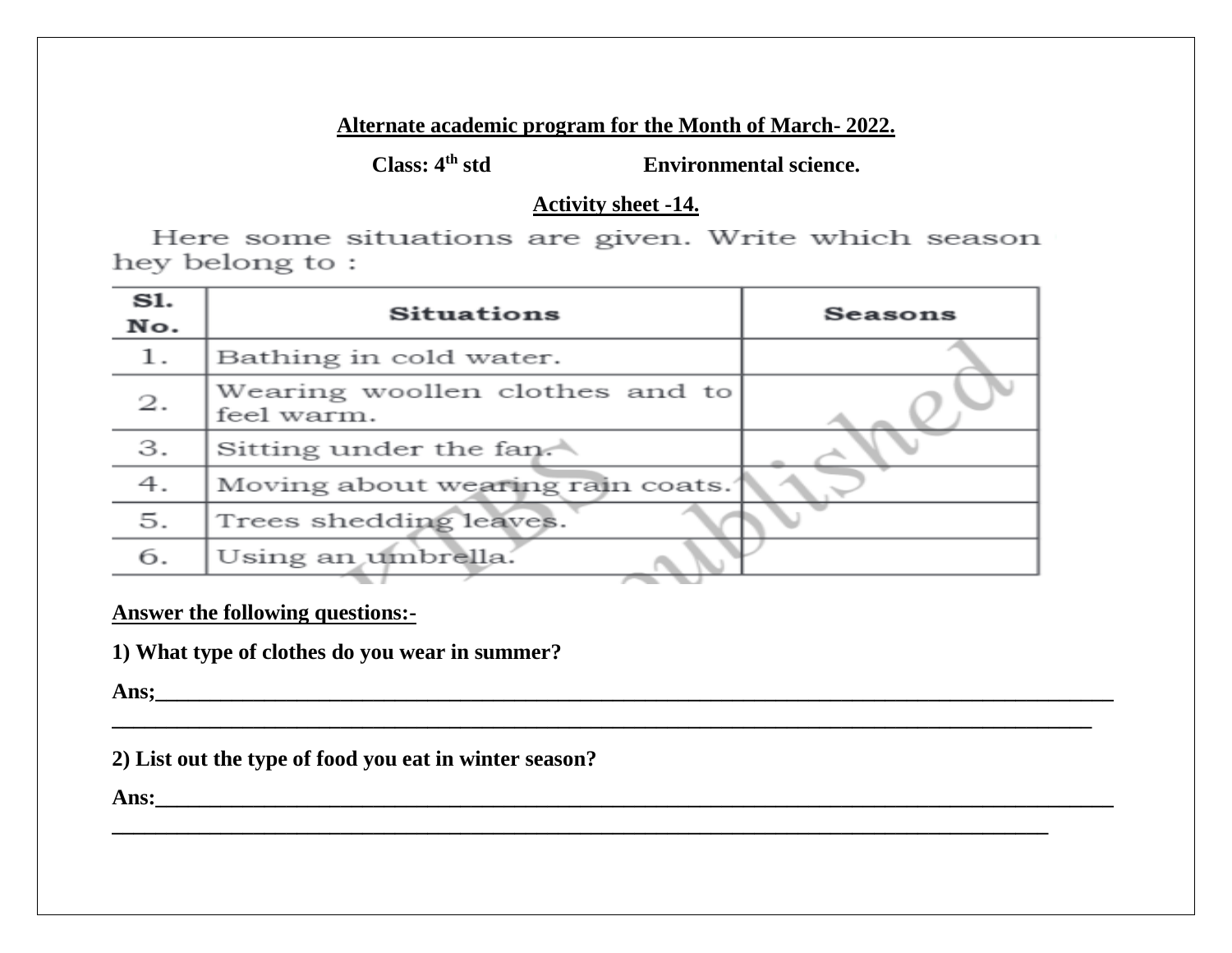**Alternate academic program for the Month of March- 2022.**

**Class: 4th std Environmental science.**

**Activity sheet -14.**

Here some situations are given. Write which season hey belong to :

| Sl. No. | Situations | Seasons |
|---|---|---|
| 1. | Bathing in cold water. | |
| 2. | Wearing woollen clothes and to feel warm. | |
| 3. | Sitting under the fan. | |
| 4. | Moving about wearing rain coats. | |
| 5. | Trees shedding leaves. | |
| 6. | Using an umbrella. | |

**Answer the following questions:-**

**1) What type of clothes do you wear in summer?**

**Ans;**\_\_\_\_\_\_\_\_\_\_\_\_\_\_\_\_\_\_\_\_\_\_\_\_\_\_\_\_\_\_\_\_\_\_\_\_\_\_\_\_\_\_\_\_\_\_\_\_\_\_\_\_\_\_\_\_\_\_\_\_\_\_\_\_\_\_\_\_\_\_\_\_\_\_\_\_\_\_\_\_\_\_

\_\_\_\_\_\_\_\_\_\_\_\_\_\_\_\_\_\_\_\_\_\_\_\_\_\_\_\_\_\_\_\_\_\_\_\_\_\_\_\_\_\_\_\_\_\_\_\_\_\_\_\_\_\_\_\_\_\_\_\_\_\_\_\_\_\_\_\_\_\_\_\_\_\_\_\_\_\_\_\_\_\_\_\_\_\_

**2) List out the type of food you eat in winter season?**

**Ans:**\_\_\_\_\_\_\_\_\_\_\_\_\_\_\_\_\_\_\_\_\_\_\_\_\_\_\_\_\_\_\_\_\_\_\_\_\_\_\_\_\_\_\_\_\_\_\_\_\_\_\_\_\_\_\_\_\_\_\_\_\_\_\_\_\_\_\_\_\_\_\_\_\_\_\_\_\_\_\_\_\_\_

\_\_\_\_\_\_\_\_\_\_\_\_\_\_\_\_\_\_\_\_\_\_\_\_\_\_\_\_\_\_\_\_\_\_\_\_\_\_\_\_\_\_\_\_\_\_\_\_\_\_\_\_\_\_\_\_\_\_\_\_\_\_\_\_\_\_\_\_\_\_\_\_\_\_\_\_\_\_\_\_\_\_\_\_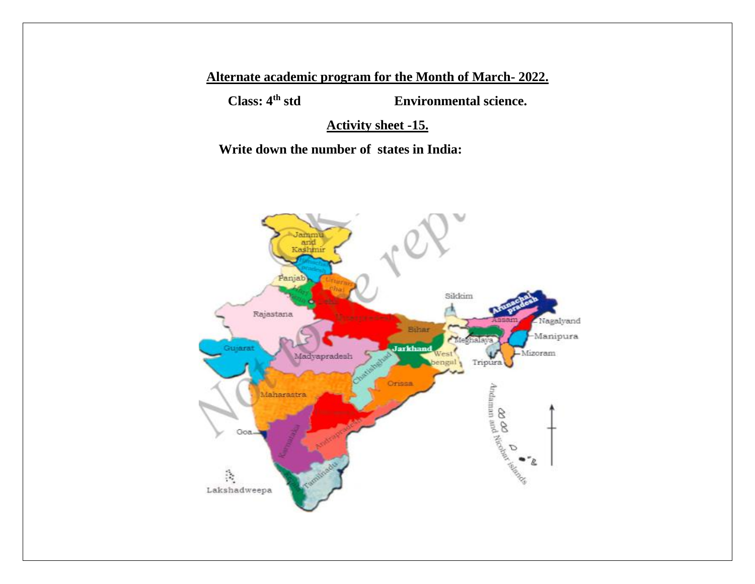**Alternate academic program for the Month of March- 2022.**

**Class: 4th std** **Environmental science.**

**Activity sheet -15.**

**Write down the number of states in India:**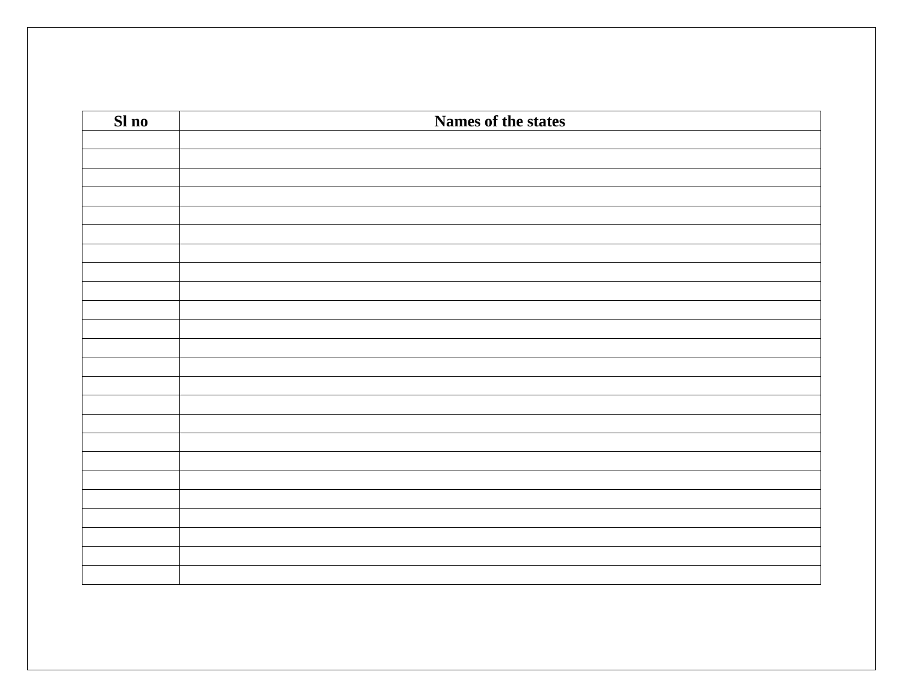| Sl no | Names of the states |
|---|---|
| | |
| | |
| | |
| | |
| | |
| | |
| | |
| | |
| | |
| | |
| | |
| | |
| | |
| | |
| | |
| | |
| | |
| | |
| | |
| | |
| | |
| | |
| | |
| | |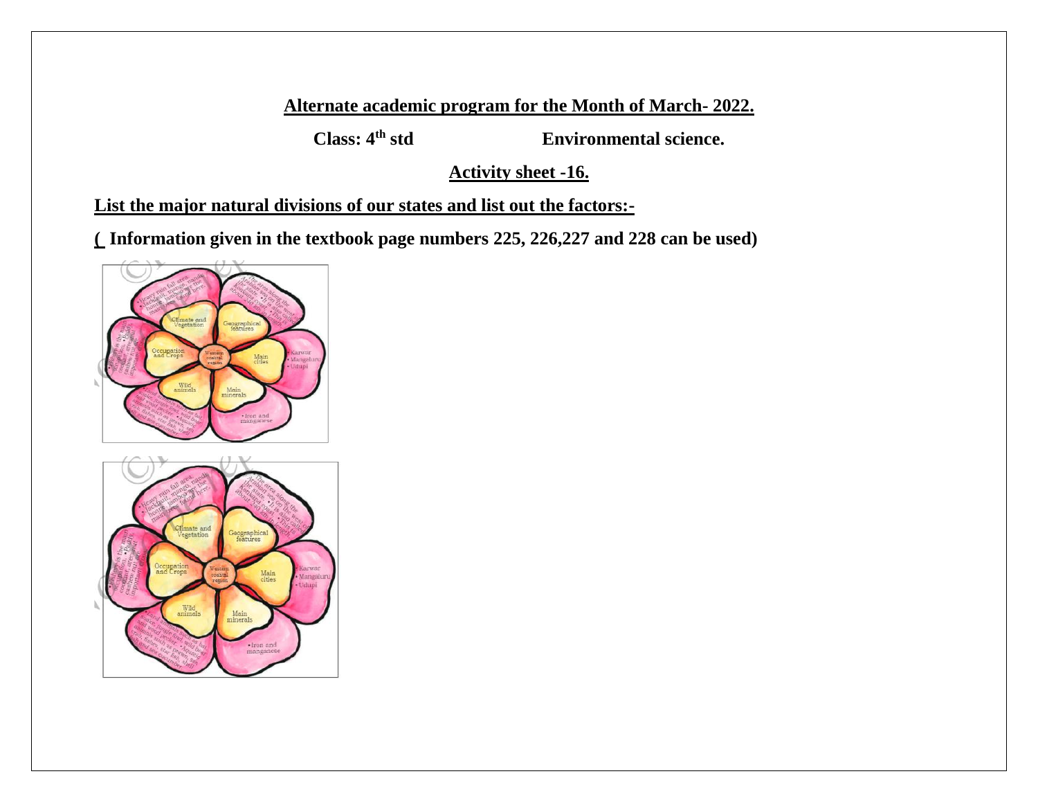**Alternate academic program for the Month of March- 2022.**

**Class: 4th std** **Environmental science.**

**Activity sheet -16.**

**List the major natural divisions of our states and list out the factors:-**

**( Information given in the textbook page numbers 225, 226,227 and 228 can be used)**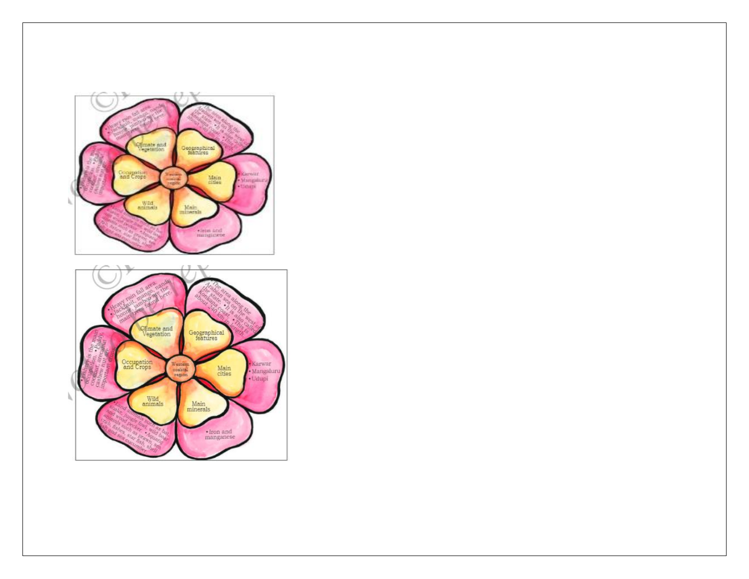**Western coastal region**

- **Climate and Vegetation**
  - Heavy rain fall area.
  - Jackfruit, mango, nandi, honne, jambe are the main trees found here.
- **Geographical features**
  - The area along the Arabian sea on the west of the state.
  - It is also called Konkana coast.
  - This is about 240 km in length.
- **Main cities**
  - Karwar
  - Mangaluru
  - Udupi
- **Main minerals**
  - Iron and manganese
- **Wild animals**
  - Land animals such as bat, snake, jungle fowl, wild boar and wood pecker.
  - Aquatic animals such as prawn, sea crab, fishes star fish, shell fish and sea cucumber.
- **Occupation and Crops**
  - Fishing is the main occupation.
  - Paddy, coconut, areca nut, cashew nut are important crops.

**Western coastal region**

- **Climate and Vegetation**
  - Heavy rain fall area.
  - Jackfruit, mango, nandi, honne, jambe are the main trees found here.
- **Geographical features**
  - The area along the Arabian sea on the west of the state.
  - It is also called Konkana coast.
  - This is about 240 km in length.
- **Main cities**
  - Karwar
  - Mangaluru
  - Udupi
- **Main minerals**
  - Iron and manganese
- **Wild animals**
  - Land animals such as bat, snake, jungle fowl, wild boar and wood pecker.
  - Aquatic animals such as prawn, sea crab, fishes star fish, shell fish and sea cucumber.
- **Occupation and Crops**
  - Fishing is the main occupation.
  - Paddy, coconut, areca nut, cashew nut are important crops.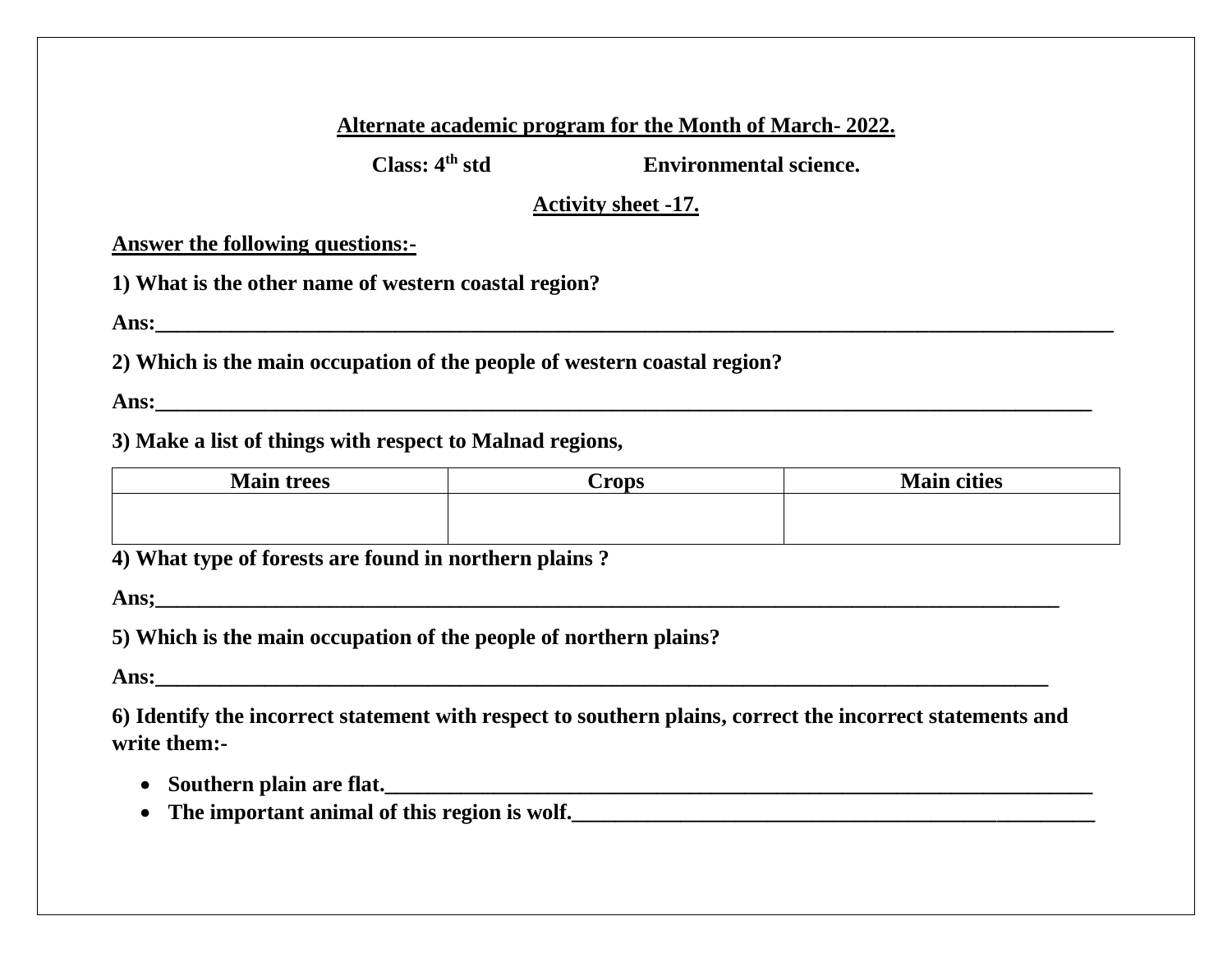**Alternate academic program for the Month of March- 2022.**

**Class: 4th std Environmental science.**

**Activity sheet -17.**

**Answer the following questions:-**

**1) What is the other name of western coastal region?**

**Ans:**______________________________________________________________________________

**2) Which is the main occupation of the people of western coastal region?**

**Ans:**_____________________________________________________________________________

**3) Make a list of things with respect to Malnad regions,**

| Main trees | Crops | Main cities |
|---|---|---|
| | | |

**4) What type of forests are found in northern plains ?**

**Ans;**___________________________________________________________________________

**5) Which is the main occupation of the people of northern plains?**

**Ans:**___________________________________________________________________________

**6) Identify the incorrect statement with respect to southern plains, correct the incorrect statements and write them:-**

- **Southern plain are flat.**______________________________________________________________
- **The important animal of this region is wolf.**_______________________________________________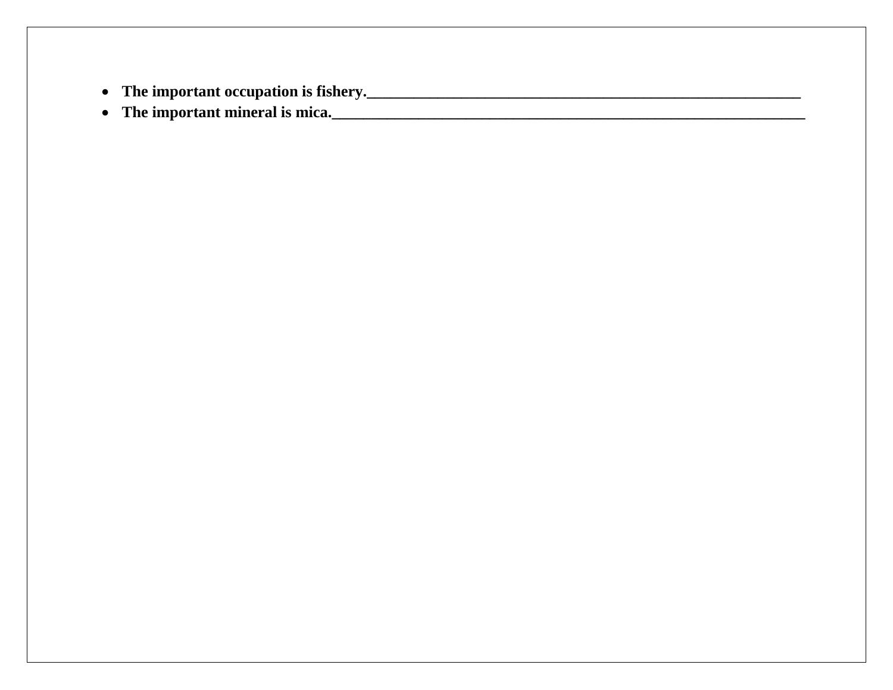- **The important occupation is fishery.___________________________________________________________**
- **The important mineral is mica.________________________________________________________________**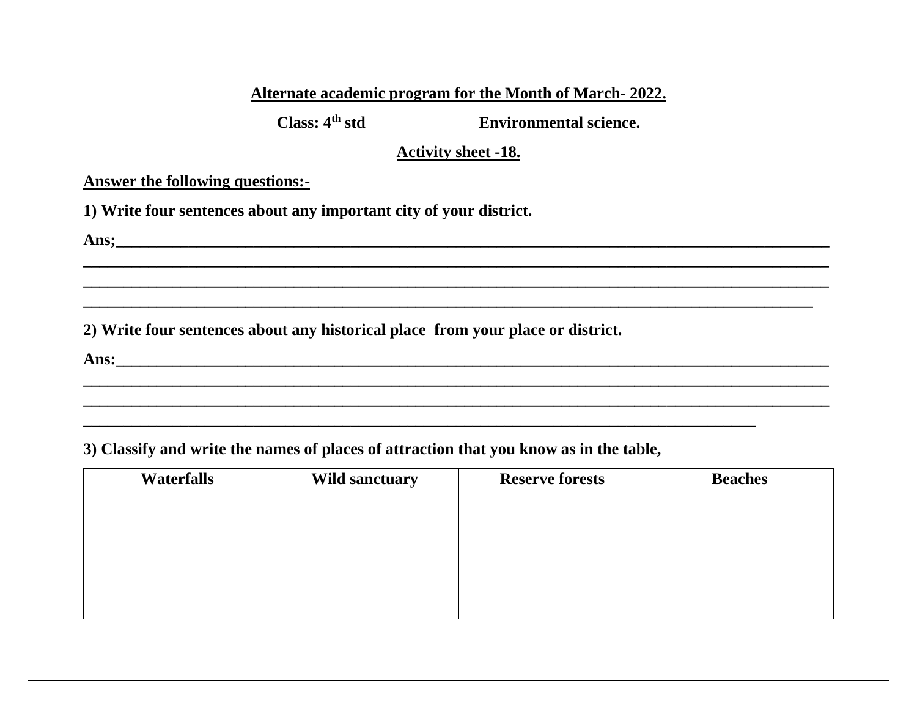**Alternate academic program for the Month of March- 2022.**

**Class: 4$^{th}$ std Environmental science.**

**Activity sheet -18.**

**Answer the following questions:-**

**1) Write four sentences about any important city of your district.**

**Ans;**________________________________________________________________________________
________________________________________________________________________________
________________________________________________________________________________
______________________________________________________________________________

**2) Write four sentences about any historical place from your place or district.**

**Ans:**________________________________________________________________________________
________________________________________________________________________________
________________________________________________________________________________
________________________________________________________________________

**3) Classify and write the names of places of attraction that you know as in the table,**

| Waterfalls | Wild sanctuary | Reserve forests | Beaches |
|---|---|---|---|
| | | | |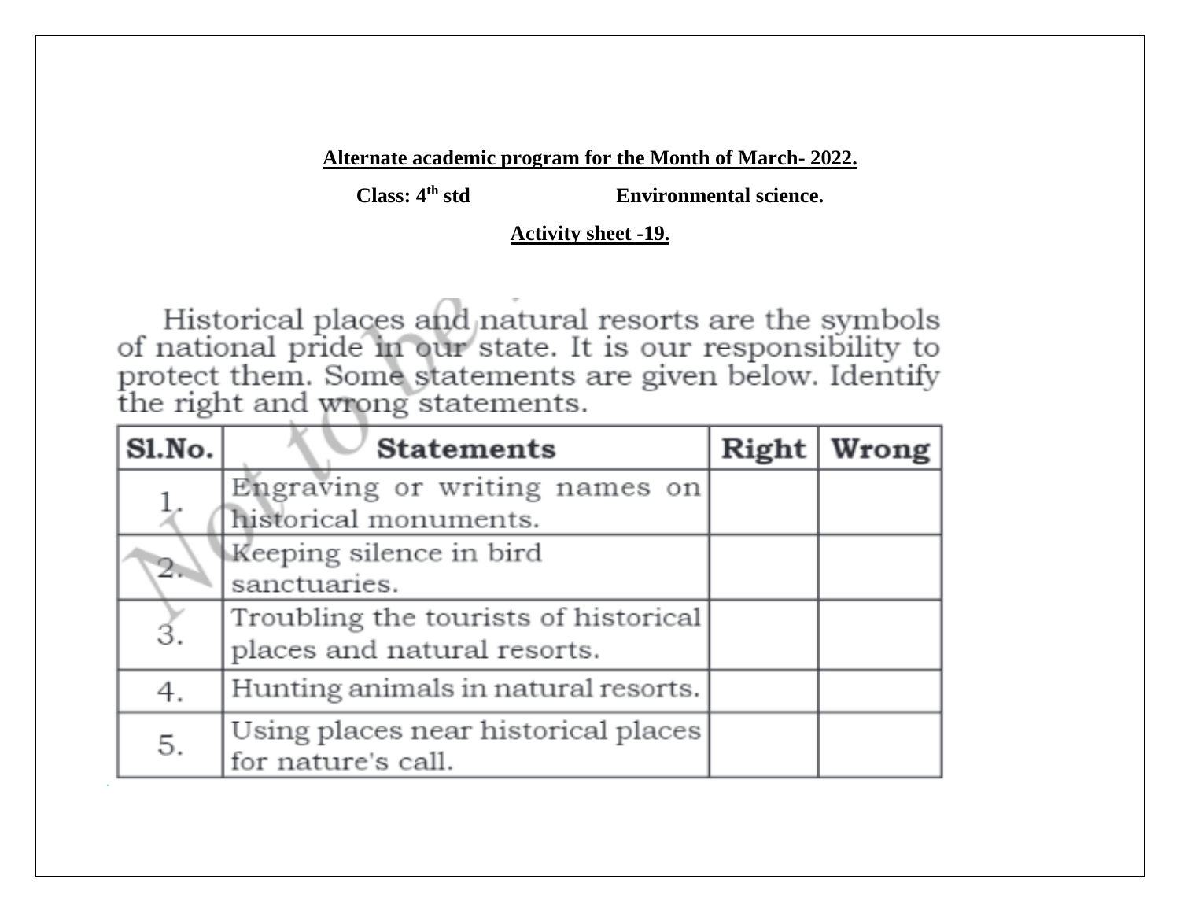**Alternate academic program for the Month of March- 2022.**

**Class: 4th std Environmental science.**

**Activity sheet -19.**

Historical places and natural resorts are the symbols of national pride in our state. It is our responsibility to protect them. Some statements are given below. Identify the right and wrong statements.

| Sl.No. | Statements | Right | Wrong |
|---|---|---|---|
| 1. | Engraving or writing names on historical monuments. | | |
| 2. | Keeping silence in bird sanctuaries. | | |
| 3. | Troubling the tourists of historical places and natural resorts. | | |
| 4. | Hunting animals in natural resorts. | | |
| 5. | Using places near historical places for nature's call. | | |